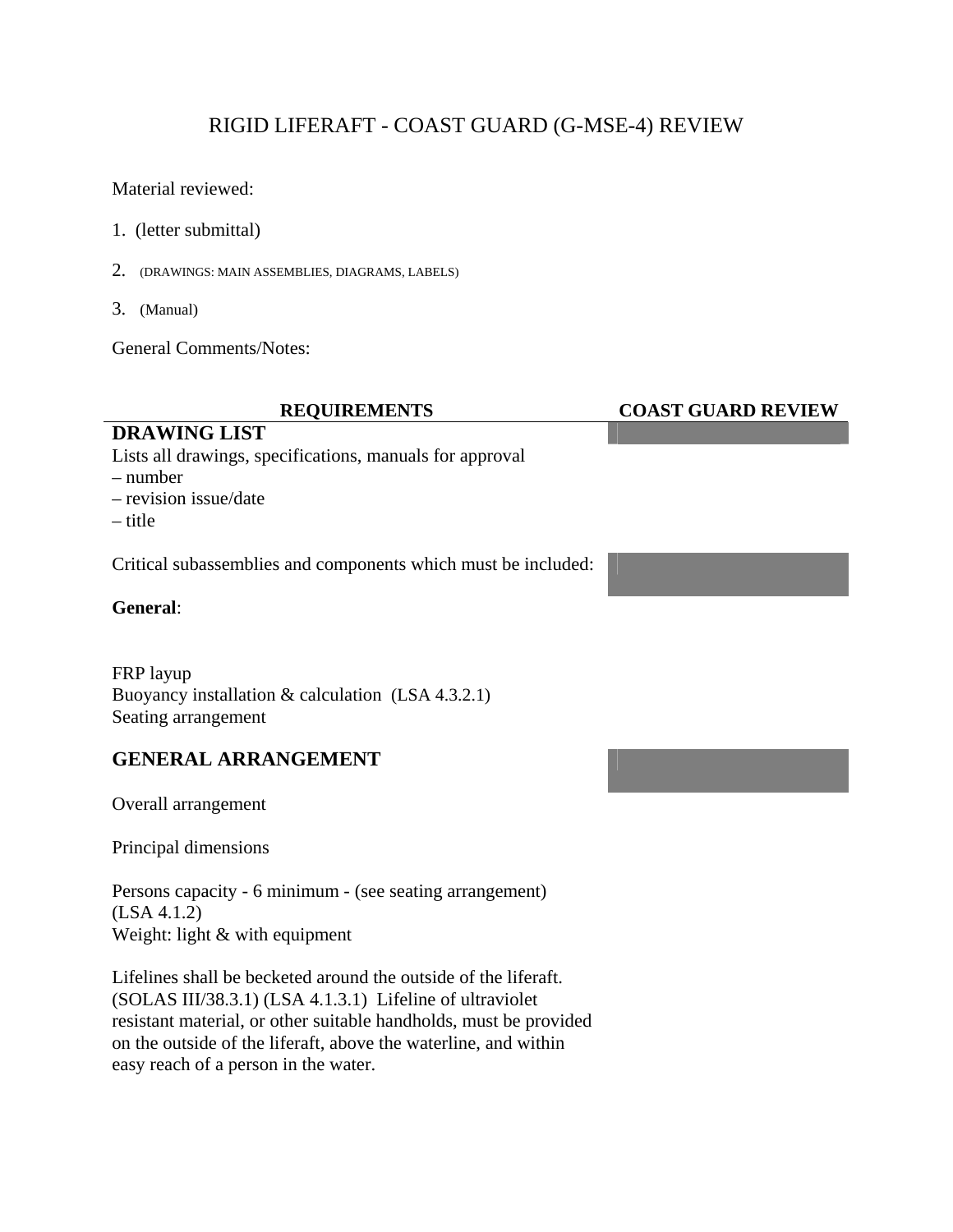# RIGID LIFERAFT - COAST GUARD (G-MSE-4) REVIEW

Material reviewed:

1. (letter submittal)
2. (DRAWINGS: MAIN ASSEMBLIES, DIAGRAMS, LABELS)
3. (Manual)

General Comments/Notes:

| REQUIREMENTS | COAST GUARD REVIEW |
|---|---|
| **DRAWING LIST** | |
| Lists all drawings, specifications, manuals for approval<br>– number<br>– revision issue/date<br>– title | |
| Critical subassemblies and components which must be included: | |
| **General**: | |
| FRP layup<br>Buoyancy installation & calculation (LSA 4.3.2.1)<br>Seating arrangement | |
| **GENERAL ARRANGEMENT** | |
| Overall arrangement | |
| Principal dimensions | |
| Persons capacity - 6 minimum - (see seating arrangement) (LSA 4.1.2)<br>Weight: light & with equipment | |
| Lifelines shall be becketed around the outside of the liferaft. (SOLAS III/38.3.1) (LSA 4.1.3.1) Lifeline of ultraviolet resistant material, or other suitable handholds, must be provided on the outside of the liferaft, above the waterline, and within easy reach of a person in the water. | |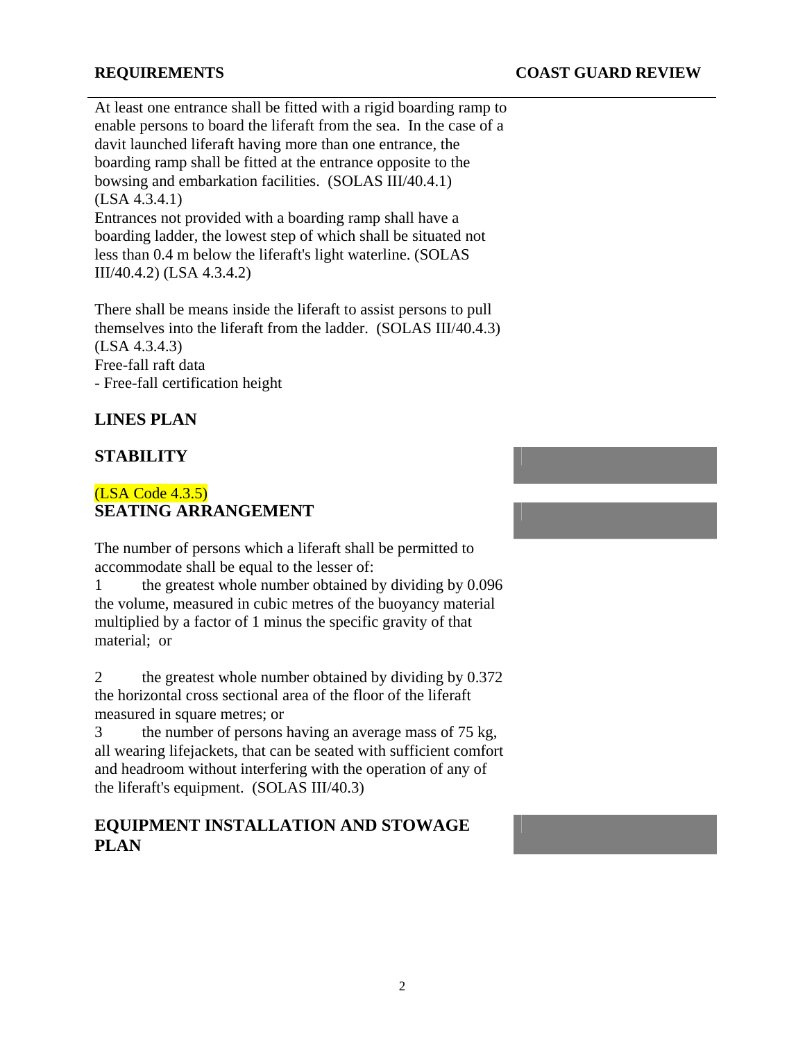| REQUIREMENTS | COAST GUARD REVIEW |
|---|---|

At least one entrance shall be fitted with a rigid boarding ramp to enable persons to board the liferaft from the sea. In the case of a davit launched liferaft having more than one entrance, the boarding ramp shall be fitted at the entrance opposite to the bowsing and embarkation facilities. (SOLAS III/40.4.1) (LSA 4.3.4.1)
Entrances not provided with a boarding ramp shall have a boarding ladder, the lowest step of which shall be situated not less than 0.4 m below the liferaft's light waterline. (SOLAS III/40.4.2) (LSA 4.3.4.2)

There shall be means inside the liferaft to assist persons to pull themselves into the liferaft from the ladder. (SOLAS III/40.4.3) (LSA 4.3.4.3)
Free-fall raft data
- Free-fall certification height

## LINES PLAN

## STABILITY

(LSA Code 4.3.5)
## SEATING ARRANGEMENT

The number of persons which a liferaft shall be permitted to accommodate shall be equal to the lesser of:
1 the greatest whole number obtained by dividing by 0.096 the volume, measured in cubic metres of the buoyancy material multiplied by a factor of 1 minus the specific gravity of that material; or

2 the greatest whole number obtained by dividing by 0.372 the horizontal cross sectional area of the floor of the liferaft measured in square metres; or
3 the number of persons having an average mass of 75 kg, all wearing lifejackets, that can be seated with sufficient comfort and headroom without interfering with the operation of any of the liferaft's equipment. (SOLAS III/40.3)

## EQUIPMENT INSTALLATION AND STOWAGE PLAN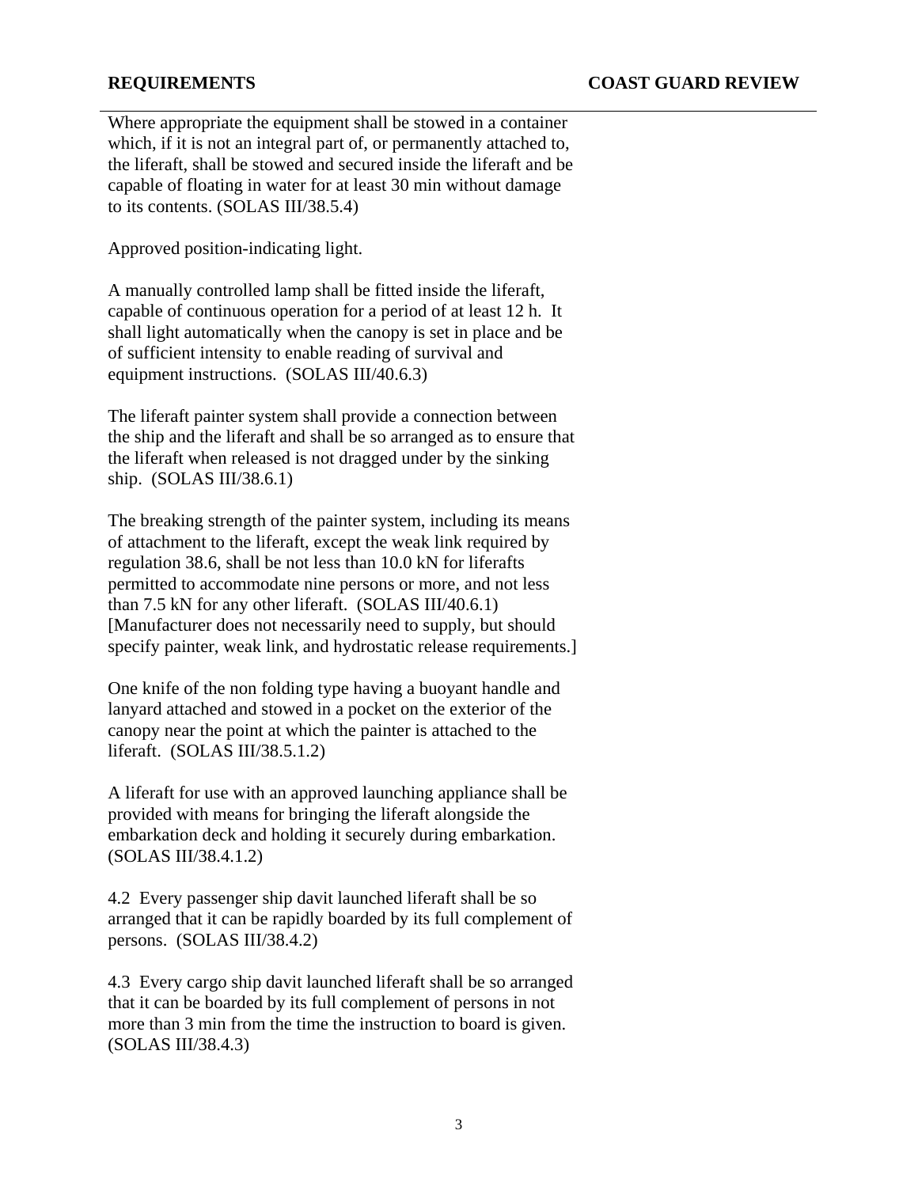Where appropriate the equipment shall be stowed in a container which, if it is not an integral part of, or permanently attached to, the liferaft, shall be stowed and secured inside the liferaft and be capable of floating in water for at least 30 min without damage to its contents. (SOLAS III/38.5.4)

Approved position-indicating light.

A manually controlled lamp shall be fitted inside the liferaft, capable of continuous operation for a period of at least 12 h. It shall light automatically when the canopy is set in place and be of sufficient intensity to enable reading of survival and equipment instructions. (SOLAS III/40.6.3)

The liferaft painter system shall provide a connection between the ship and the liferaft and shall be so arranged as to ensure that the liferaft when released is not dragged under by the sinking ship. (SOLAS III/38.6.1)

The breaking strength of the painter system, including its means of attachment to the liferaft, except the weak link required by regulation 38.6, shall be not less than 10.0 kN for liferafts permitted to accommodate nine persons or more, and not less than 7.5 kN for any other liferaft. (SOLAS III/40.6.1) [Manufacturer does not necessarily need to supply, but should specify painter, weak link, and hydrostatic release requirements.]

One knife of the non folding type having a buoyant handle and lanyard attached and stowed in a pocket on the exterior of the canopy near the point at which the painter is attached to the liferaft. (SOLAS III/38.5.1.2)

A liferaft for use with an approved launching appliance shall be provided with means for bringing the liferaft alongside the embarkation deck and holding it securely during embarkation. (SOLAS III/38.4.1.2)

4.2 Every passenger ship davit launched liferaft shall be so arranged that it can be rapidly boarded by its full complement of persons. (SOLAS III/38.4.2)

4.3 Every cargo ship davit launched liferaft shall be so arranged that it can be boarded by its full complement of persons in not more than 3 min from the time the instruction to board is given. (SOLAS III/38.4.3)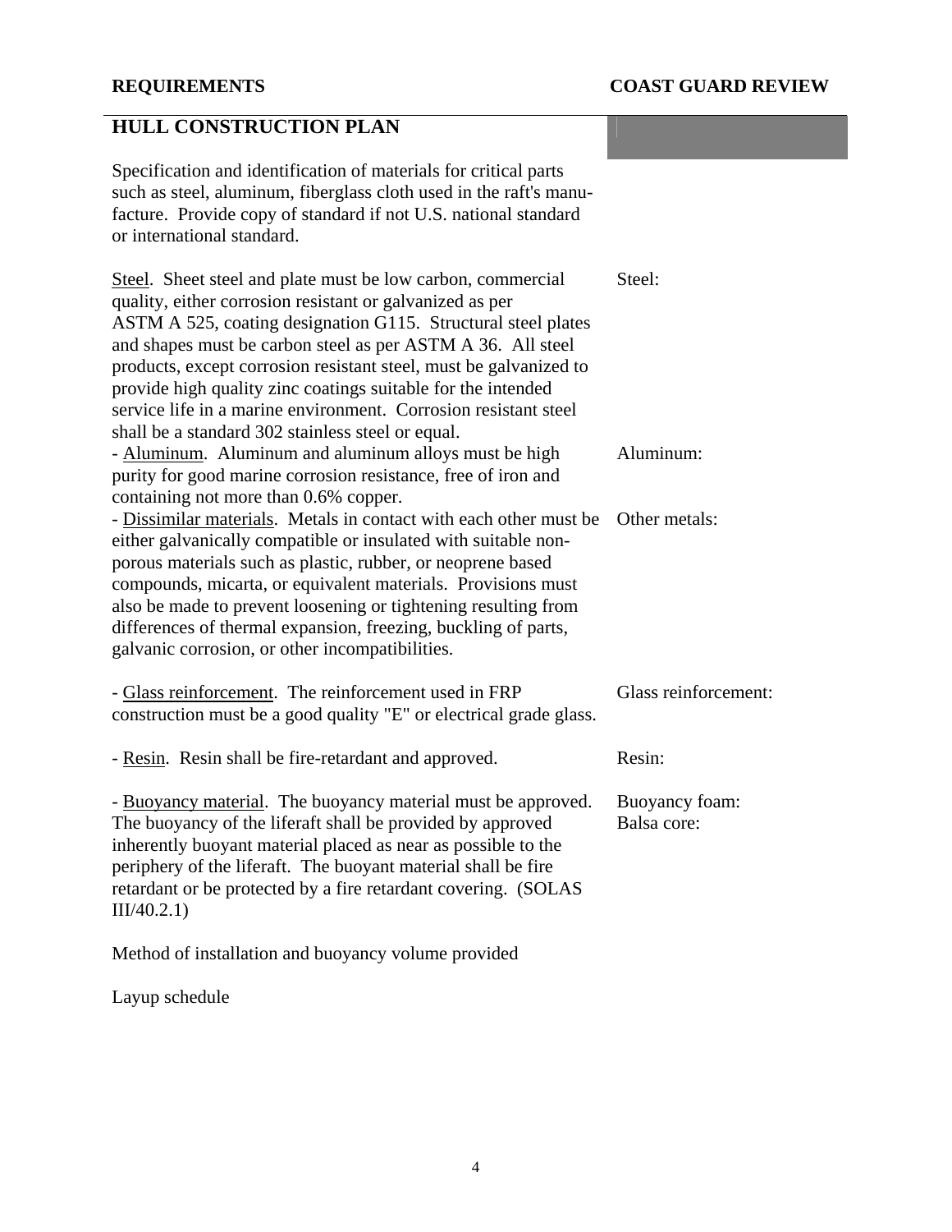| REQUIREMENTS | COAST GUARD REVIEW |
| --- | --- |
| **HULL CONSTRUCTION PLAN** | |
| Specification and identification of materials for critical parts such as steel, aluminum, fiberglass cloth used in the raft's manufacture. Provide copy of standard if not U.S. national standard or international standard. | |
| Steel. Sheet steel and plate must be low carbon, commercial quality, either corrosion resistant or galvanized as per ASTM A 525, coating designation G115. Structural steel plates and shapes must be carbon steel as per ASTM A 36. All steel products, except corrosion resistant steel, must be galvanized to provide high quality zinc coatings suitable for the intended service life in a marine environment. Corrosion resistant steel shall be a standard 302 stainless steel or equal. | Steel: |
| - Aluminum. Aluminum and aluminum alloys must be high purity for good marine corrosion resistance, free of iron and containing not more than 0.6% copper. | Aluminum: |
| - Dissimilar materials. Metals in contact with each other must be either galvanically compatible or insulated with suitable non-porous materials such as plastic, rubber, or neoprene based compounds, micarta, or equivalent materials. Provisions must also be made to prevent loosening or tightening resulting from differences of thermal expansion, freezing, buckling of parts, galvanic corrosion, or other incompatibilities. | Other metals: |
| - Glass reinforcement. The reinforcement used in FRP construction must be a good quality "E" or electrical grade glass. | Glass reinforcement: |
| - Resin. Resin shall be fire-retardant and approved. | Resin: |
| - Buoyancy material. The buoyancy material must be approved. The buoyancy of the liferaft shall be provided by approved inherently buoyant material placed as near as possible to the periphery of the liferaft. The buoyant material shall be fire retardant or be protected by a fire retardant covering. (SOLAS III/40.2.1) | Buoyancy foam:<br>Balsa core: |
| Method of installation and buoyancy volume provided | |
| Layup schedule | |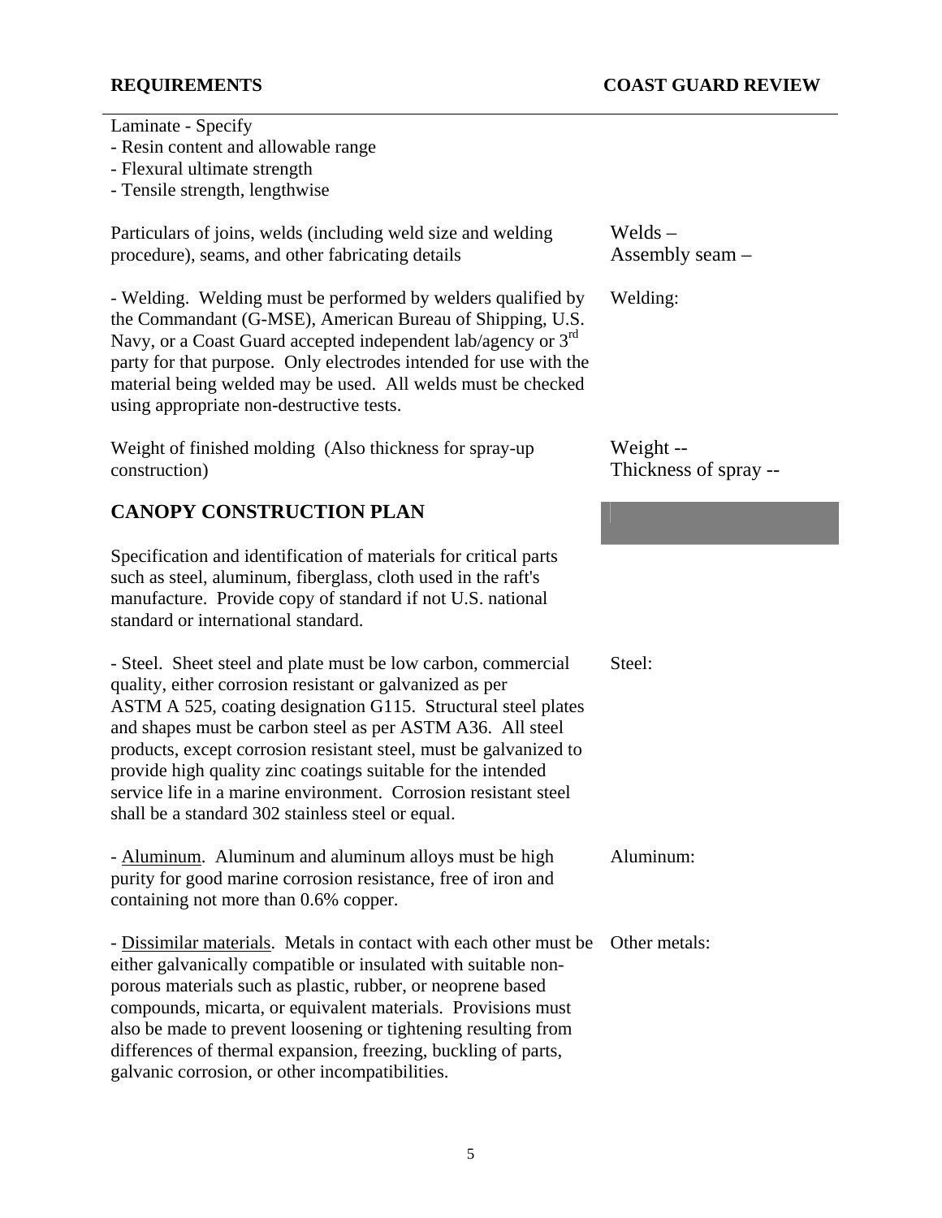| REQUIREMENTS | COAST GUARD REVIEW |
| --- | --- |
| Laminate - Specify<br>- Resin content and allowable range<br>- Flexural ultimate strength<br>- Tensile strength, lengthwise | |
| Particulars of joins, welds (including weld size and welding procedure), seams, and other fabricating details | Welds –<br>Assembly seam – |
| - Welding. Welding must be performed by welders qualified by the Commandant (G-MSE), American Bureau of Shipping, U.S. Navy, or a Coast Guard accepted independent lab/agency or 3rd party for that purpose. Only electrodes intended for use with the material being welded may be used. All welds must be checked using appropriate non-destructive tests. | Welding: |
| Weight of finished molding (Also thickness for spray-up construction) | Weight --<br>Thickness of spray -- |

## CANOPY CONSTRUCTION PLAN

| REQUIREMENTS | COAST GUARD REVIEW |
| --- | --- |
| Specification and identification of materials for critical parts such as steel, aluminum, fiberglass, cloth used in the raft's manufacture. Provide copy of standard if not U.S. national standard or international standard. | |
| - Steel. Sheet steel and plate must be low carbon, commercial quality, either corrosion resistant or galvanized as per ASTM A 525, coating designation G115. Structural steel plates and shapes must be carbon steel as per ASTM A36. All steel products, except corrosion resistant steel, must be galvanized to provide high quality zinc coatings suitable for the intended service life in a marine environment. Corrosion resistant steel shall be a standard 302 stainless steel or equal. | Steel: |
| - <u>Aluminum</u>. Aluminum and aluminum alloys must be high purity for good marine corrosion resistance, free of iron and containing not more than 0.6% copper. | Aluminum: |
| - <u>Dissimilar materials</u>. Metals in contact with each other must be either galvanically compatible or insulated with suitable non-porous materials such as plastic, rubber, or neoprene based compounds, micarta, or equivalent materials. Provisions must also be made to prevent loosening or tightening resulting from differences of thermal expansion, freezing, buckling of parts, galvanic corrosion, or other incompatibilities. | Other metals: |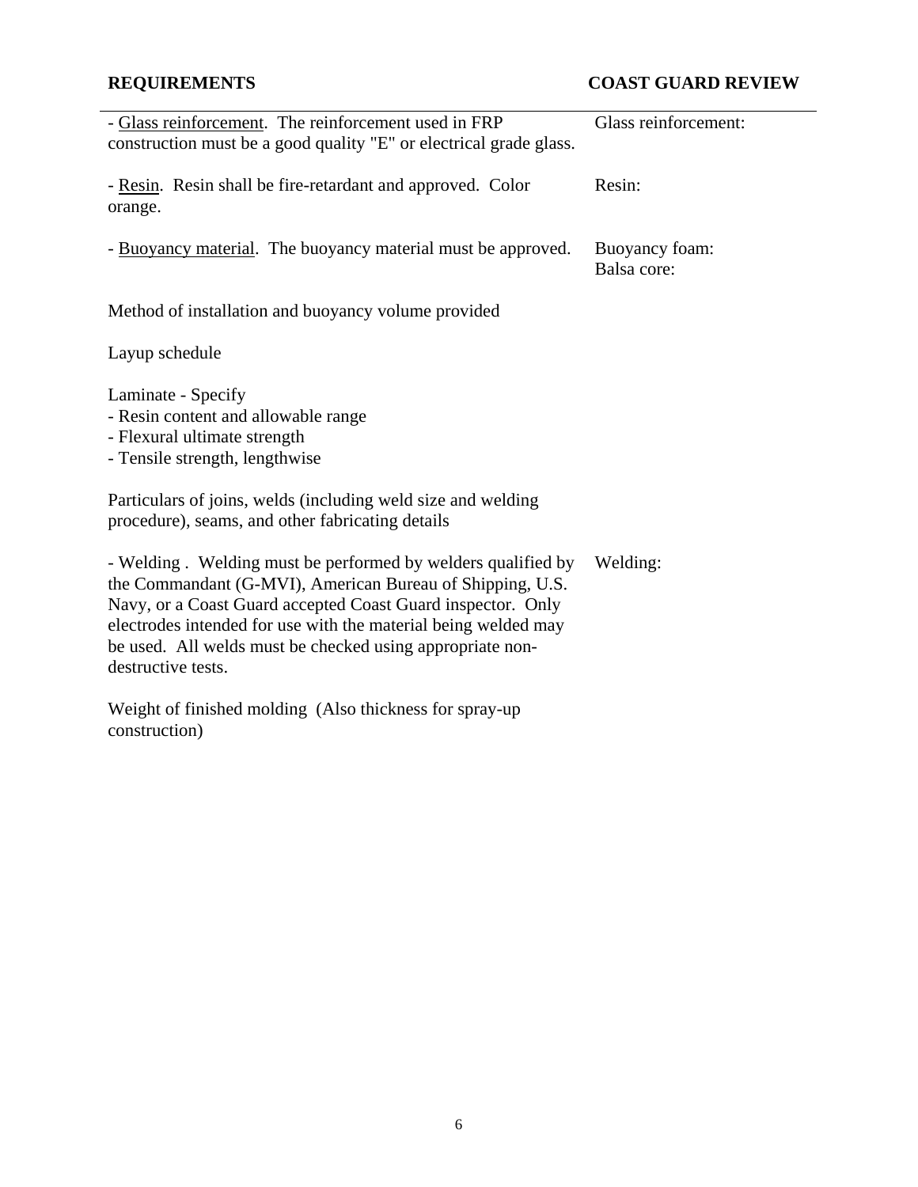| REQUIREMENTS | COAST GUARD REVIEW |
|---|---|
| - Glass reinforcement. The reinforcement used in FRP construction must be a good quality "E" or electrical grade glass. | Glass reinforcement: |
| - Resin. Resin shall be fire-retardant and approved. Color orange. | Resin: |
| - Buoyancy material. The buoyancy material must be approved. | Buoyancy foam:<br>Balsa core: |
| Method of installation and buoyancy volume provided | |
| Layup schedule | |
| Laminate - Specify<br>- Resin content and allowable range<br>- Flexural ultimate strength<br>- Tensile strength, lengthwise | |
| Particulars of joins, welds (including weld size and welding procedure), seams, and other fabricating details | |
| - Welding . Welding must be performed by welders qualified by the Commandant (G-MVI), American Bureau of Shipping, U.S. Navy, or a Coast Guard accepted Coast Guard inspector. Only electrodes intended for use with the material being welded may be used. All welds must be checked using appropriate non-destructive tests. | Welding: |
| Weight of finished molding (Also thickness for spray-up construction) | |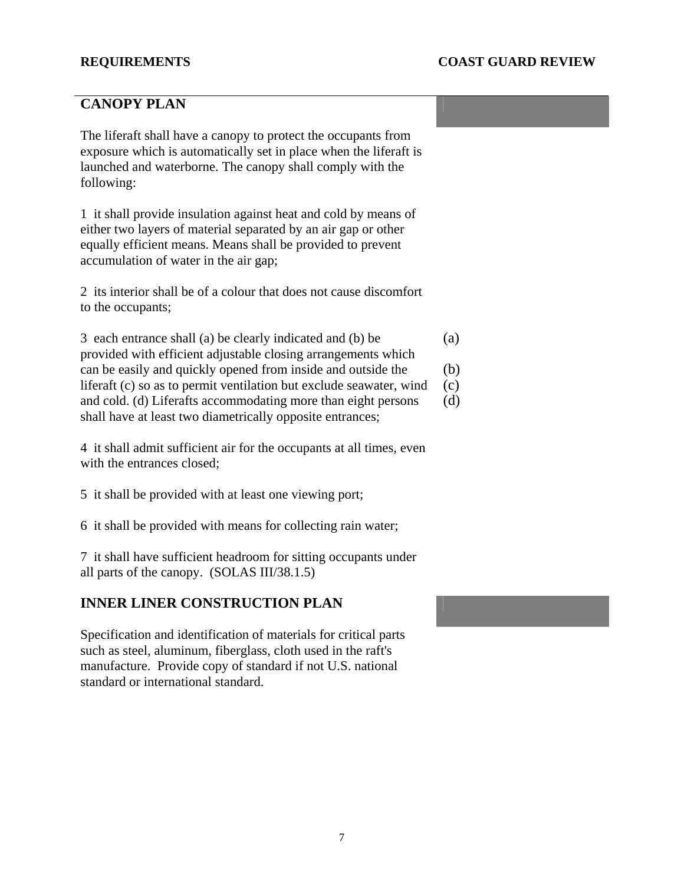| REQUIREMENTS | COAST GUARD REVIEW |
|---|---|

## CANOPY PLAN

The liferaft shall have a canopy to protect the occupants from exposure which is automatically set in place when the liferaft is launched and waterborne. The canopy shall comply with the following:

1 it shall provide insulation against heat and cold by means of either two layers of material separated by an air gap or other equally efficient means. Means shall be provided to prevent accumulation of water in the air gap;

2 its interior shall be of a colour that does not cause discomfort to the occupants;

| | |
|---|---|
| 3 each entrance shall (a) be clearly indicated and (b) be provided with efficient adjustable closing arrangements which can be easily and quickly opened from inside and outside the liferaft (c) so as to permit ventilation but exclude seawater, wind and cold. (d) Liferafts accommodating more than eight persons shall have at least two diametrically opposite entrances; | (a)<br>(b)<br>(c)<br>(d) |

4 it shall admit sufficient air for the occupants at all times, even with the entrances closed;

5 it shall be provided with at least one viewing port;

6 it shall be provided with means for collecting rain water;

7 it shall have sufficient headroom for sitting occupants under all parts of the canopy. (SOLAS III/38.1.5)

## INNER LINER CONSTRUCTION PLAN

Specification and identification of materials for critical parts such as steel, aluminum, fiberglass, cloth used in the raft's manufacture. Provide copy of standard if not U.S. national standard or international standard.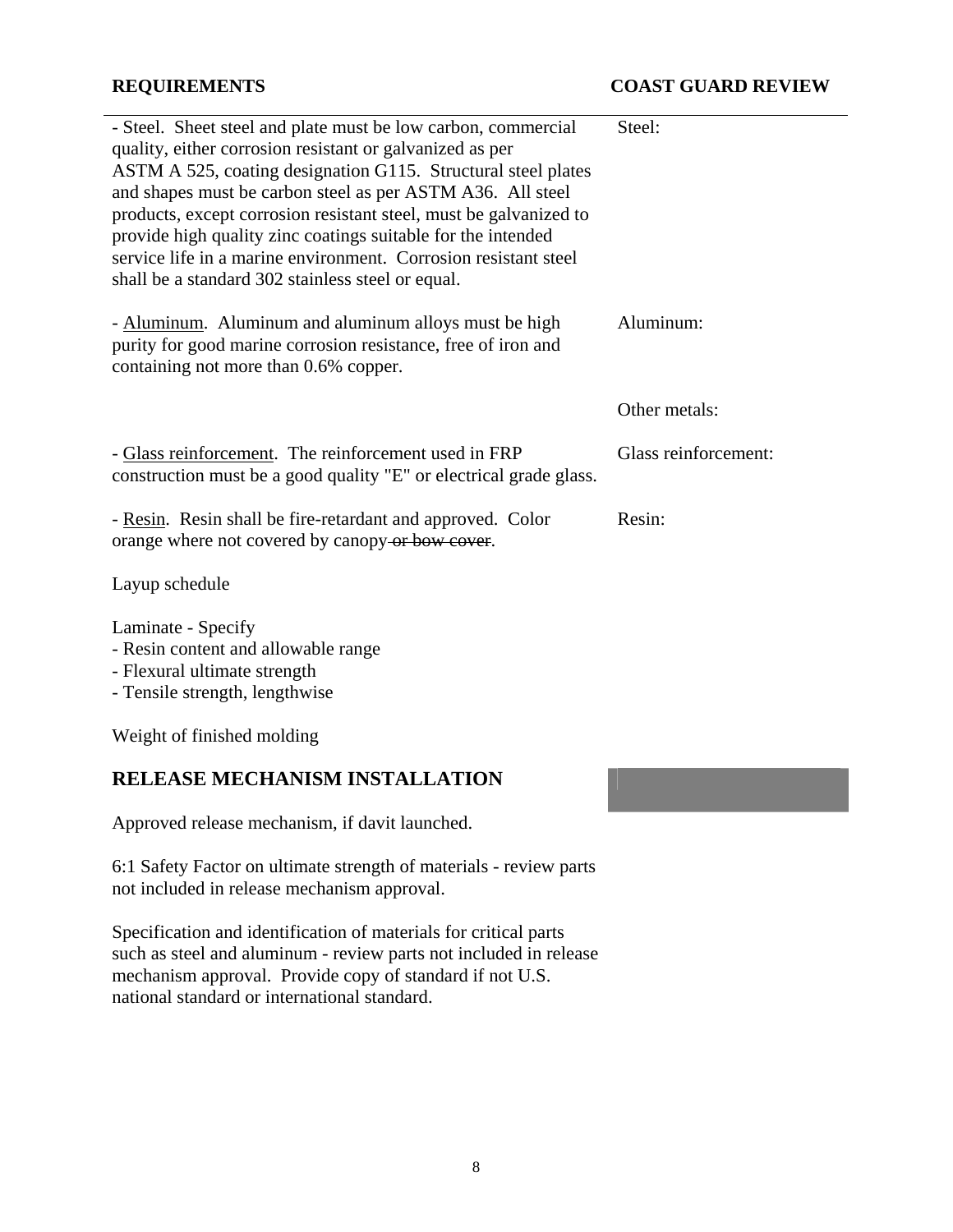| REQUIREMENTS | COAST GUARD REVIEW |
|---|---|
| - Steel. Sheet steel and plate must be low carbon, commercial quality, either corrosion resistant or galvanized as per ASTM A 525, coating designation G115. Structural steel plates and shapes must be carbon steel as per ASTM A36. All steel products, except corrosion resistant steel, must be galvanized to provide high quality zinc coatings suitable for the intended service life in a marine environment. Corrosion resistant steel shall be a standard 302 stainless steel or equal. | Steel: |
| - <u>Aluminum</u>. Aluminum and aluminum alloys must be high purity for good marine corrosion resistance, free of iron and containing not more than 0.6% copper. | Aluminum: |
| | Other metals: |
| - <u>Glass reinforcement</u>. The reinforcement used in FRP construction must be a good quality "E" or electrical grade glass. | Glass reinforcement: |
| - <u>Resin</u>. Resin shall be fire-retardant and approved. Color orange where not covered by canopy ~~or bow cover~~. | Resin: |
| Layup schedule | |
| Laminate - Specify<br>- Resin content and allowable range<br>- Flexural ultimate strength<br>- Tensile strength, lengthwise | |
| Weight of finished molding | |

## RELEASE MECHANISM INSTALLATION

Approved release mechanism, if davit launched.

6:1 Safety Factor on ultimate strength of materials - review parts not included in release mechanism approval.

Specification and identification of materials for critical parts such as steel and aluminum - review parts not included in release mechanism approval. Provide copy of standard if not U.S. national standard or international standard.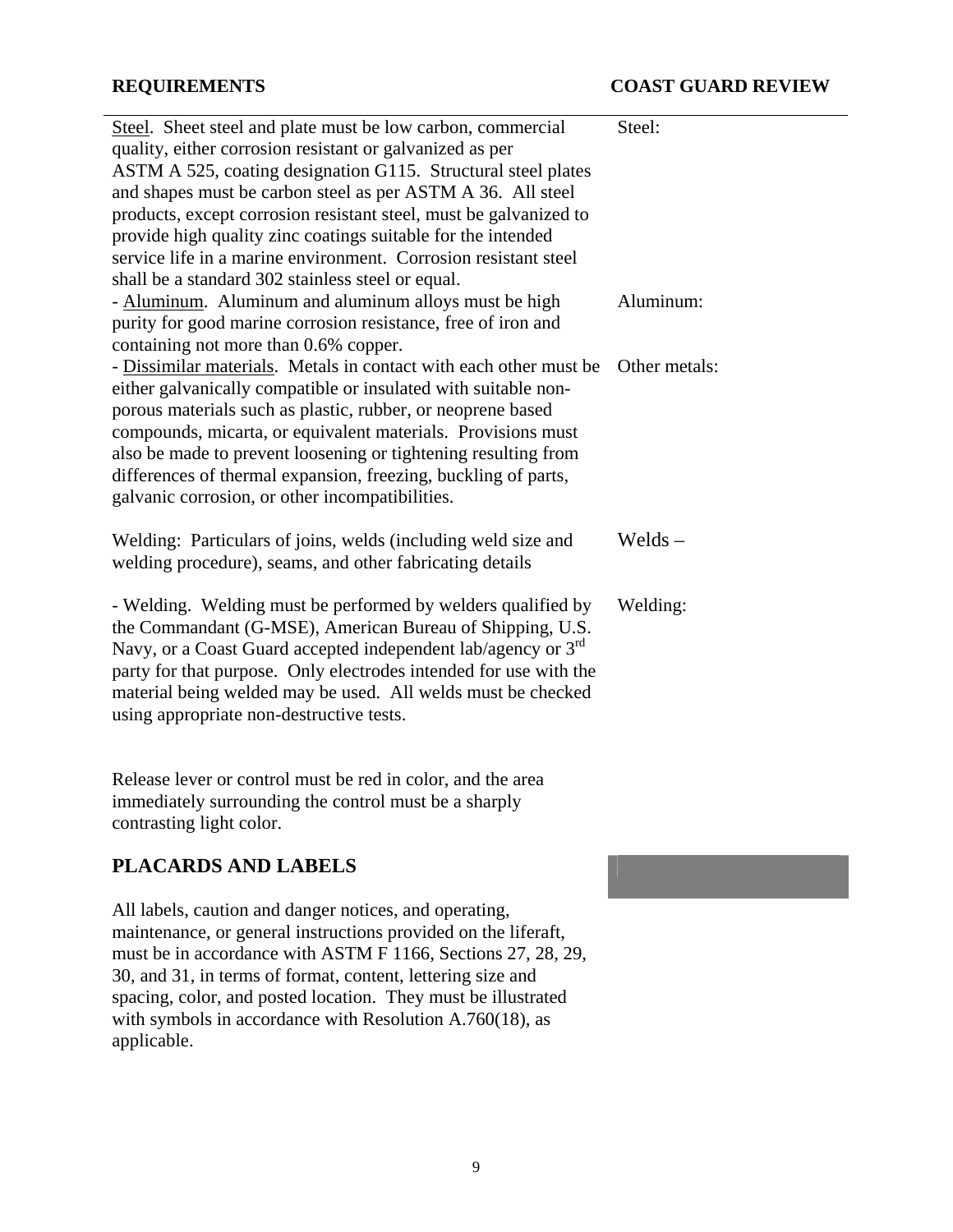| REQUIREMENTS | COAST GUARD REVIEW |
|---|---|
| Steel. Sheet steel and plate must be low carbon, commercial quality, either corrosion resistant or galvanized as per ASTM A 525, coating designation G115. Structural steel plates and shapes must be carbon steel as per ASTM A 36. All steel products, except corrosion resistant steel, must be galvanized to provide high quality zinc coatings suitable for the intended service life in a marine environment. Corrosion resistant steel shall be a standard 302 stainless steel or equal. | Steel: |
| - Aluminum. Aluminum and aluminum alloys must be high purity for good marine corrosion resistance, free of iron and containing not more than 0.6% copper. | Aluminum: |
| - Dissimilar materials. Metals in contact with each other must be either galvanically compatible or insulated with suitable non-porous materials such as plastic, rubber, or neoprene based compounds, micarta, or equivalent materials. Provisions must also be made to prevent loosening or tightening resulting from differences of thermal expansion, freezing, buckling of parts, galvanic corrosion, or other incompatibilities. | Other metals: |
| Welding: Particulars of joins, welds (including weld size and welding procedure), seams, and other fabricating details | Welds – |
| - Welding. Welding must be performed by welders qualified by the Commandant (G-MSE), American Bureau of Shipping, U.S. Navy, or a Coast Guard accepted independent lab/agency or 3rd party for that purpose. Only electrodes intended for use with the material being welded may be used. All welds must be checked using appropriate non-destructive tests. | Welding: |
| Release lever or control must be red in color, and the area immediately surrounding the control must be a sharply contrasting light color. | |

## PLACARDS AND LABELS

All labels, caution and danger notices, and operating, maintenance, or general instructions provided on the liferaft, must be in accordance with ASTM F 1166, Sections 27, 28, 29, 30, and 31, in terms of format, content, lettering size and spacing, color, and posted location. They must be illustrated with symbols in accordance with Resolution A.760(18), as applicable.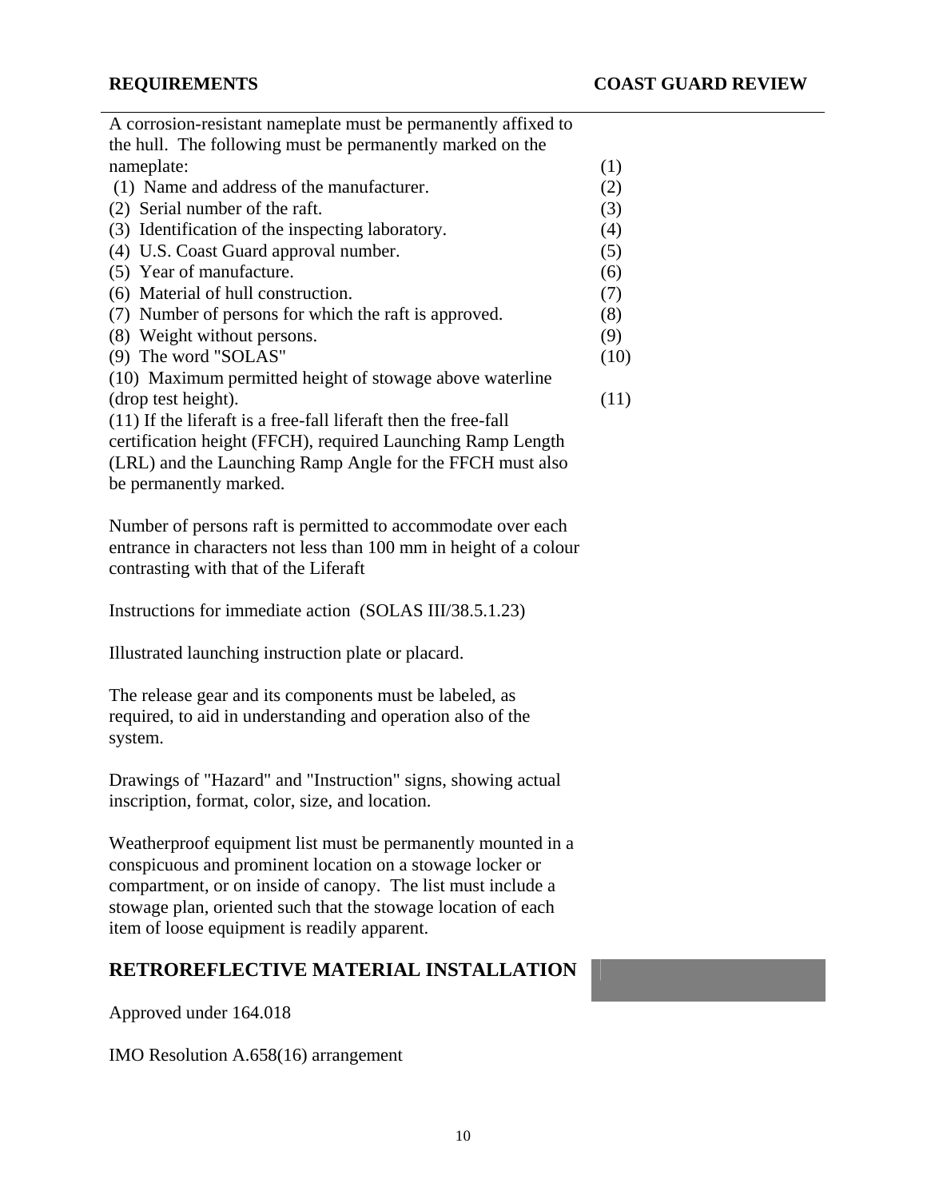| REQUIREMENTS | COAST GUARD REVIEW |
|---|---|
| A corrosion-resistant nameplate must be permanently affixed to the hull. The following must be permanently marked on the nameplate: | (1) |
| (1) Name and address of the manufacturer. | (2) |
| (2) Serial number of the raft. | (3) |
| (3) Identification of the inspecting laboratory. | (4) |
| (4) U.S. Coast Guard approval number. | (5) |
| (5) Year of manufacture. | (6) |
| (6) Material of hull construction. | (7) |
| (7) Number of persons for which the raft is approved. | (8) |
| (8) Weight without persons. | (9) |
| (9) The word "SOLAS" | (10) |
| (10) Maximum permitted height of stowage above waterline (drop test height). | (11) |
| (11) If the liferaft is a free-fall liferaft then the free-fall certification height (FFCH), required Launching Ramp Length (LRL) and the Launching Ramp Angle for the FFCH must also be permanently marked. | |
| Number of persons raft is permitted to accommodate over each entrance in characters not less than 100 mm in height of a colour contrasting with that of the Liferaft | |
| Instructions for immediate action (SOLAS III/38.5.1.23) | |
| Illustrated launching instruction plate or placard. | |
| The release gear and its components must be labeled, as required, to aid in understanding and operation also of the system. | |
| Drawings of "Hazard" and "Instruction" signs, showing actual inscription, format, color, size, and location. | |
| Weatherproof equipment list must be permanently mounted in a conspicuous and prominent location on a stowage locker or compartment, or on inside of canopy. The list must include a stowage plan, oriented such that the stowage location of each item of loose equipment is readily apparent. | |

## RETROREFLECTIVE MATERIAL INSTALLATION

Approved under 164.018

IMO Resolution A.658(16) arrangement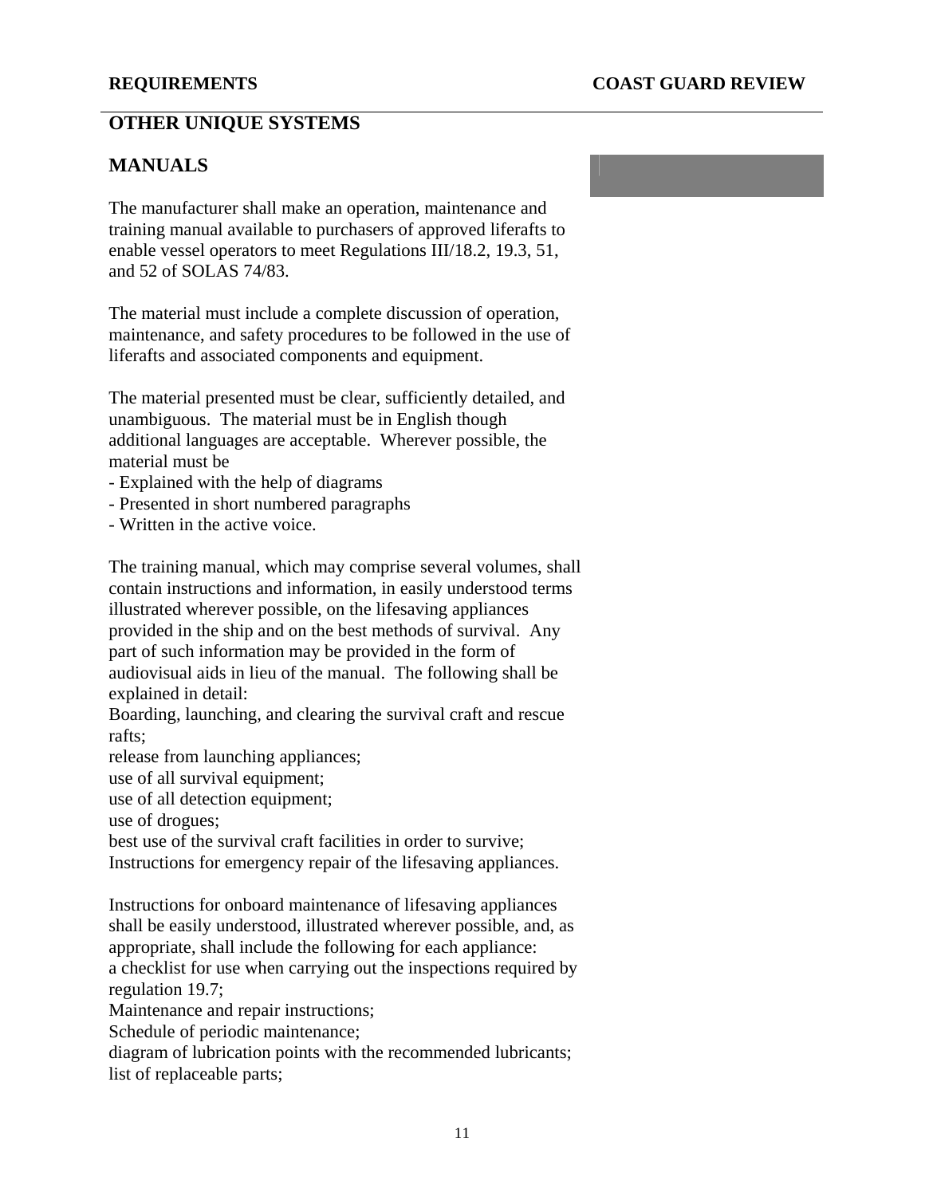## OTHER UNIQUE SYSTEMS

### MANUALS

The manufacturer shall make an operation, maintenance and training manual available to purchasers of approved liferafts to enable vessel operators to meet Regulations III/18.2, 19.3, 51, and 52 of SOLAS 74/83.

The material must include a complete discussion of operation, maintenance, and safety procedures to be followed in the use of liferafts and associated components and equipment.

The material presented must be clear, sufficiently detailed, and unambiguous. The material must be in English though additional languages are acceptable. Wherever possible, the material must be

- Explained with the help of diagrams
- Presented in short numbered paragraphs
- Written in the active voice.

The training manual, which may comprise several volumes, shall contain instructions and information, in easily understood terms illustrated wherever possible, on the lifesaving appliances provided in the ship and on the best methods of survival. Any part of such information may be provided in the form of audiovisual aids in lieu of the manual. The following shall be explained in detail:

Boarding, launching, and clearing the survival craft and rescue rafts;
release from launching appliances;
use of all survival equipment;
use of all detection equipment;
use of drogues;
best use of the survival craft facilities in order to survive;
Instructions for emergency repair of the lifesaving appliances.

Instructions for onboard maintenance of lifesaving appliances shall be easily understood, illustrated wherever possible, and, as appropriate, shall include the following for each appliance:

a checklist for use when carrying out the inspections required by regulation 19.7;
Maintenance and repair instructions;
Schedule of periodic maintenance;
diagram of lubrication points with the recommended lubricants;
list of replaceable parts;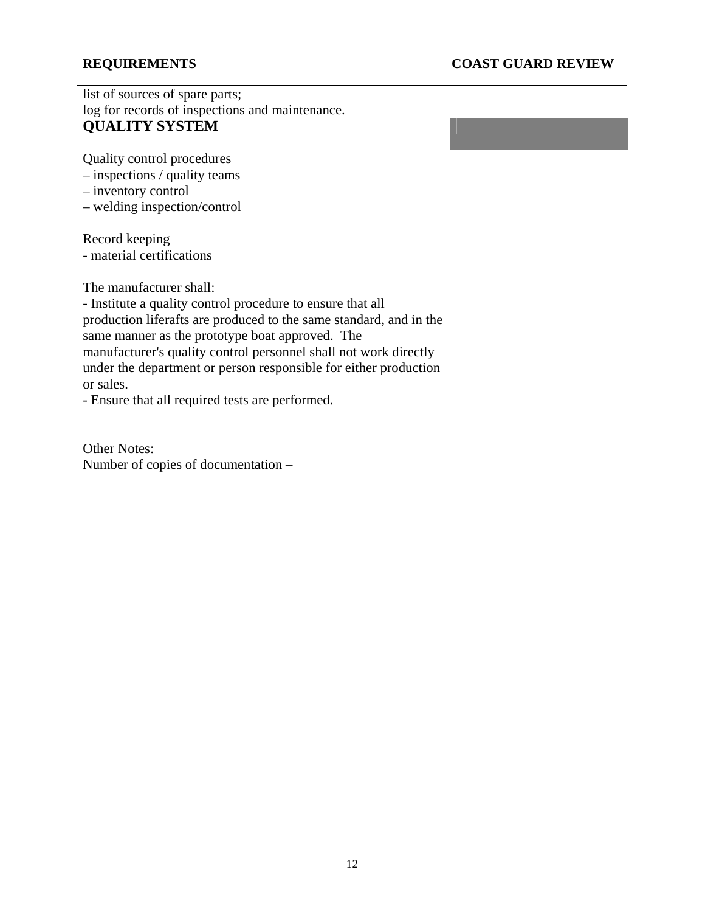| REQUIREMENTS | COAST GUARD REVIEW |
| --- | --- |

list of sources of spare parts;
log for records of inspections and maintenance.

**QUALITY SYSTEM**

Quality control procedures
– inspections / quality teams
– inventory control
– welding inspection/control

Record keeping
- material certifications

The manufacturer shall:
- Institute a quality control procedure to ensure that all production liferafts are produced to the same standard, and in the same manner as the prototype boat approved. The manufacturer's quality control personnel shall not work directly under the department or person responsible for either production or sales.
- Ensure that all required tests are performed.

Other Notes:
Number of copies of documentation –